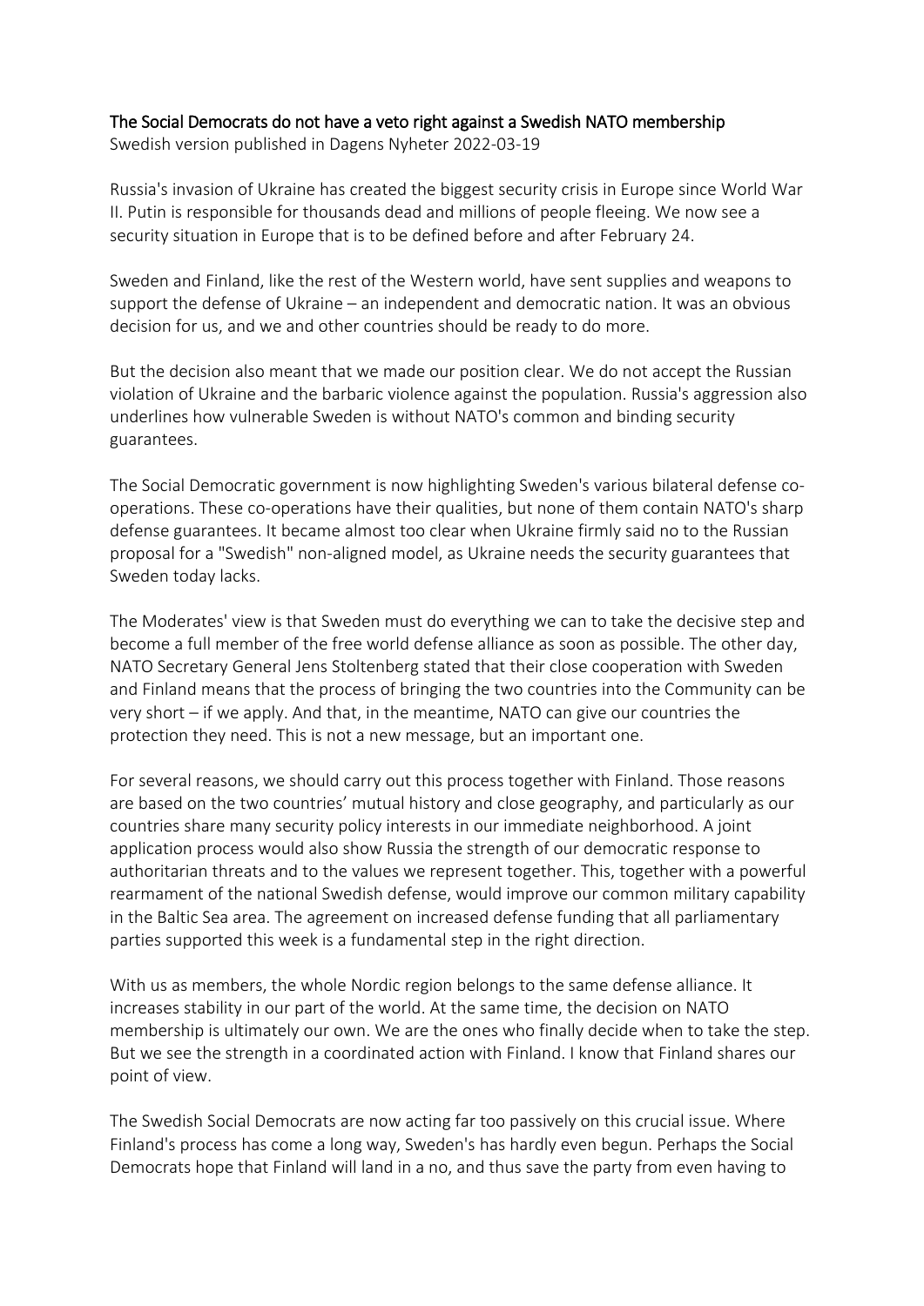# The Social Democrats do not have a veto right against a Swedish NATO membership

Swedish version published in Dagens Nyheter 2022-03-19

Russia's invasion of Ukraine has created the biggest security crisis in Europe since World War II. Putin is responsible for thousands dead and millions of people fleeing. We now see a security situation in Europe that is to be defined before and after February 24.

Sweden and Finland, like the rest of the Western world, have sent supplies and weapons to support the defense of Ukraine – an independent and democratic nation. It was an obvious decision for us, and we and other countries should be ready to do more.

But the decision also meant that we made our position clear. We do not accept the Russian violation of Ukraine and the barbaric violence against the population. Russia's aggression also underlines how vulnerable Sweden is without NATO's common and binding security guarantees.

The Social Democratic government is now highlighting Sweden's various bilateral defense co-operations. These co-operations have their qualities, but none of them contain NATO's sharp defense guarantees. It became almost too clear when Ukraine firmly said no to the Russian proposal for a "Swedish" non-aligned model, as Ukraine needs the security guarantees that Sweden today lacks.

The Moderates' view is that Sweden must do everything we can to take the decisive step and become a full member of the free world defense alliance as soon as possible. The other day, NATO Secretary General Jens Stoltenberg stated that their close cooperation with Sweden and Finland means that the process of bringing the two countries into the Community can be very short – if we apply. And that, in the meantime, NATO can give our countries the protection they need. This is not a new message, but an important one.

For several reasons, we should carry out this process together with Finland. Those reasons are based on the two countries' mutual history and close geography, and particularly as our countries share many security policy interests in our immediate neighborhood. A joint application process would also show Russia the strength of our democratic response to authoritarian threats and to the values we represent together. This, together with a powerful rearmament of the national Swedish defense, would improve our common military capability in the Baltic Sea area. The agreement on increased defense funding that all parliamentary parties supported this week is a fundamental step in the right direction.

With us as members, the whole Nordic region belongs to the same defense alliance. It increases stability in our part of the world. At the same time, the decision on NATO membership is ultimately our own. We are the ones who finally decide when to take the step. But we see the strength in a coordinated action with Finland. I know that Finland shares our point of view.

The Swedish Social Democrats are now acting far too passively on this crucial issue. Where Finland's process has come a long way, Sweden's has hardly even begun. Perhaps the Social Democrats hope that Finland will land in a no, and thus save the party from even having to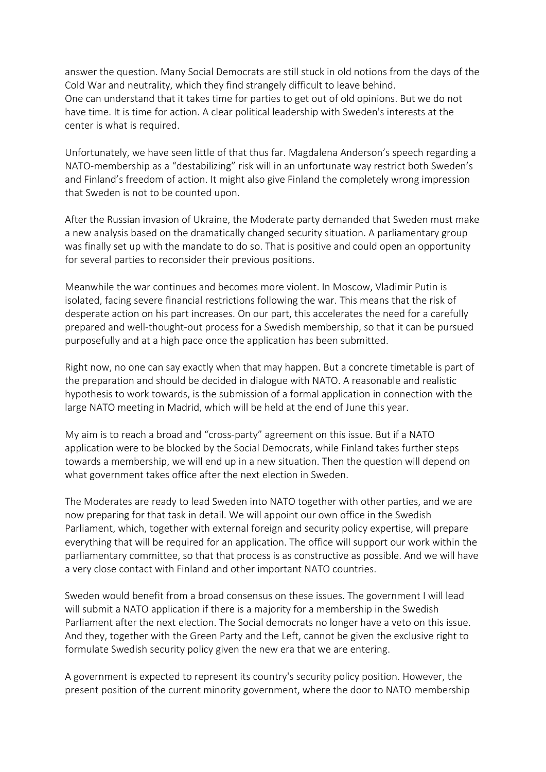answer the question. Many Social Democrats are still stuck in old notions from the days of the Cold War and neutrality, which they find strangely difficult to leave behind.
One can understand that it takes time for parties to get out of old opinions. But we do not have time. It is time for action. A clear political leadership with Sweden's interests at the center is what is required.

Unfortunately, we have seen little of that thus far. Magdalena Anderson's speech regarding a NATO-membership as a "destabilizing" risk will in an unfortunate way restrict both Sweden's and Finland's freedom of action. It might also give Finland the completely wrong impression that Sweden is not to be counted upon.

After the Russian invasion of Ukraine, the Moderate party demanded that Sweden must make a new analysis based on the dramatically changed security situation. A parliamentary group was finally set up with the mandate to do so. That is positive and could open an opportunity for several parties to reconsider their previous positions.

Meanwhile the war continues and becomes more violent. In Moscow, Vladimir Putin is isolated, facing severe financial restrictions following the war. This means that the risk of desperate action on his part increases. On our part, this accelerates the need for a carefully prepared and well-thought-out process for a Swedish membership, so that it can be pursued purposefully and at a high pace once the application has been submitted.

Right now, no one can say exactly when that may happen. But a concrete timetable is part of the preparation and should be decided in dialogue with NATO. A reasonable and realistic hypothesis to work towards, is the submission of a formal application in connection with the large NATO meeting in Madrid, which will be held at the end of June this year.

My aim is to reach a broad and "cross-party" agreement on this issue. But if a NATO application were to be blocked by the Social Democrats, while Finland takes further steps towards a membership, we will end up in a new situation. Then the question will depend on what government takes office after the next election in Sweden.

The Moderates are ready to lead Sweden into NATO together with other parties, and we are now preparing for that task in detail. We will appoint our own office in the Swedish Parliament, which, together with external foreign and security policy expertise, will prepare everything that will be required for an application. The office will support our work within the parliamentary committee, so that that process is as constructive as possible. And we will have a very close contact with Finland and other important NATO countries.

Sweden would benefit from a broad consensus on these issues. The government I will lead will submit a NATO application if there is a majority for a membership in the Swedish Parliament after the next election. The Social democrats no longer have a veto on this issue. And they, together with the Green Party and the Left, cannot be given the exclusive right to formulate Swedish security policy given the new era that we are entering.

A government is expected to represent its country's security policy position. However, the present position of the current minority government, where the door to NATO membership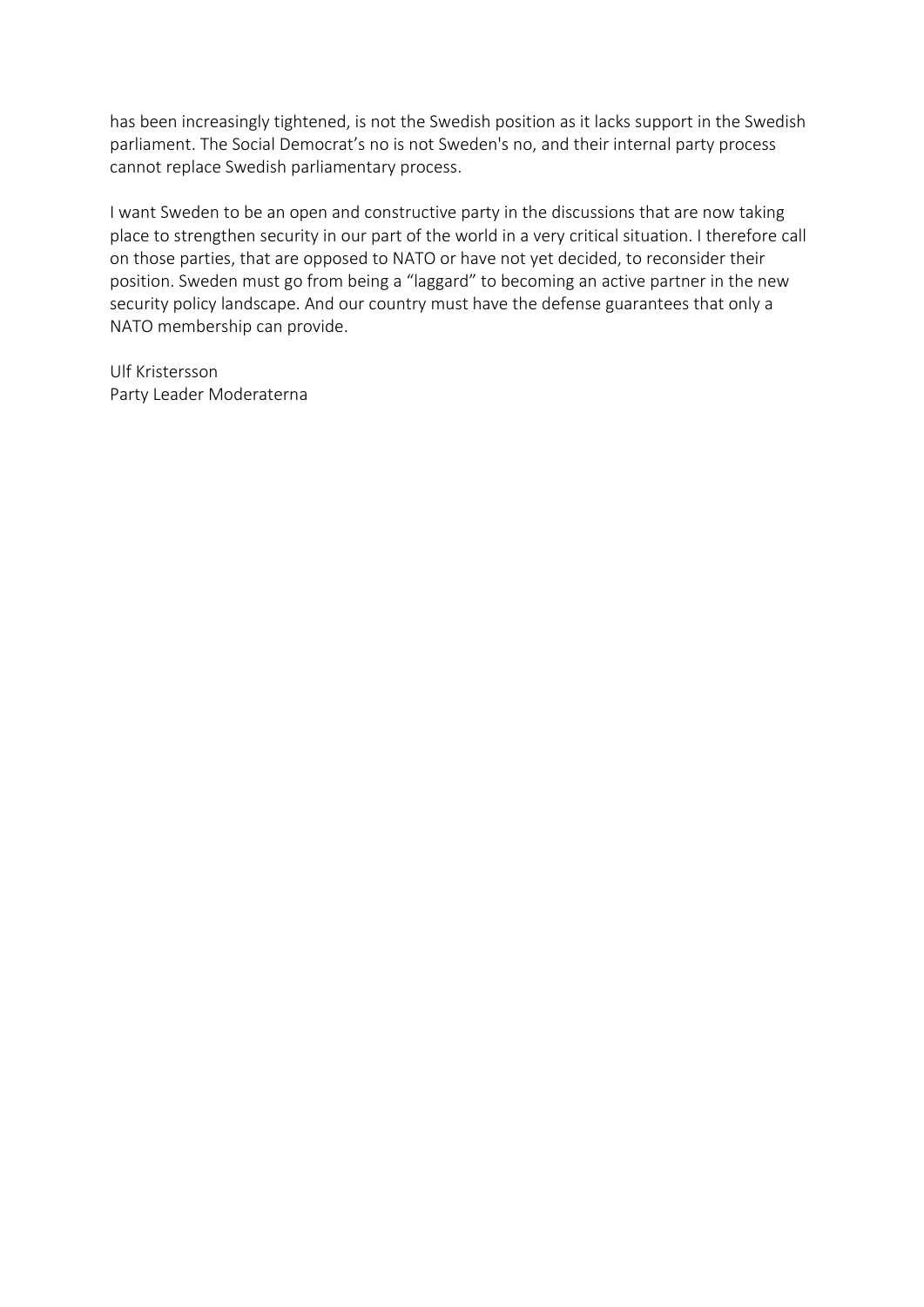has been increasingly tightened, is not the Swedish position as it lacks support in the Swedish parliament. The Social Democrat's no is not Sweden's no, and their internal party process cannot replace Swedish parliamentary process.

I want Sweden to be an open and constructive party in the discussions that are now taking place to strengthen security in our part of the world in a very critical situation. I therefore call on those parties, that are opposed to NATO or have not yet decided, to reconsider their position. Sweden must go from being a "laggard" to becoming an active partner in the new security policy landscape. And our country must have the defense guarantees that only a NATO membership can provide.

Ulf Kristersson
Party Leader Moderaterna